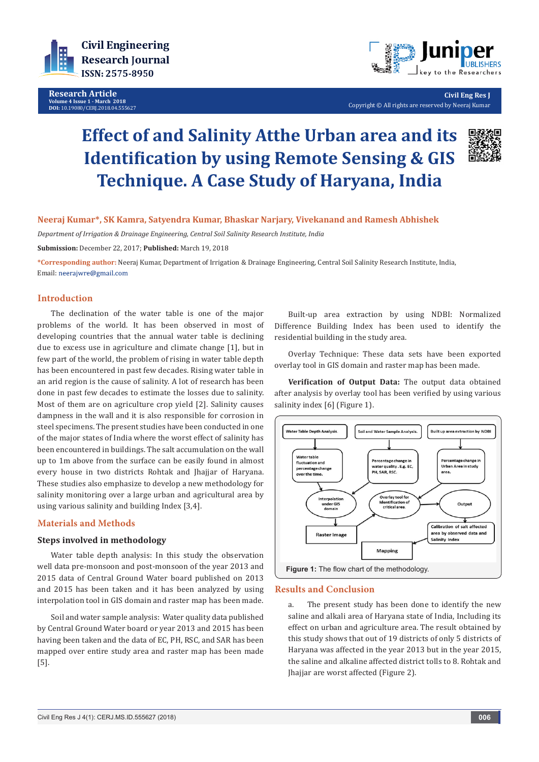Research Article

# Effect of and Salinity Atthe Urban area and its Identification by using Remote Sensing & GIS Technique. A Case Study of Haryana, India

**Neeraj Kumar*, SK Kamra, Satyendra Kumar, Bhaskar Narjary, Vivekanand and Ramesh Abhishek**

*Department of Irrigation & Drainage Engineering, Central Soil Salinity Research Institute, India*

**Submission:** December 22, 2017; **Published:** March 19, 2018

***Corresponding author:** Neeraj Kumar, Department of Irrigation & Drainage Engineering, Central Soil Salinity Research Institute, India, Email: neerajwre@gmail.com

## Introduction

The declination of the water table is one of the major problems of the world. It has been observed in most of developing countries that the annual water table is declining due to excess use in agriculture and climate change [1], but in few part of the world, the problem of rising in water table depth has been encountered in past few decades. Rising water table in an arid region is the cause of salinity. A lot of research has been done in past few decades to estimate the losses due to salinity. Most of them are on agriculture crop yield [2]. Salinity causes dampness in the wall and it is also responsible for corrosion in steel specimens. The present studies have been conducted in one of the major states of India where the worst effect of salinity has been encountered in buildings. The salt accumulation on the wall up to 1m above from the surface can be easily found in almost every house in two districts Rohtak and Jhajjar of Haryana. These studies also emphasize to develop a new methodology for salinity monitoring over a large urban and agricultural area by using various salinity and building Index [3,4].

## Materials and Methods

### Steps involved in methodology

Water table depth analysis: In this study the observation well data pre-monsoon and post-monsoon of the year 2013 and 2015 data of Central Ground Water board published on 2013 and 2015 has been taken and it has been analyzed by using interpolation tool in GIS domain and raster map has been made.

Soil and water sample analysis: Water quality data published by Central Ground Water board or year 2013 and 2015 has been having been taken and the data of EC, PH, RSC, and SAR has been mapped over entire study area and raster map has been made [5].

Built-up area extraction by using NDBI: Normalized Difference Building Index has been used to identify the residential building in the study area.

Overlay Technique: These data sets have been exported overlay tool in GIS domain and raster map has been made.

**Verification of Output Data:** The output data obtained after analysis by overlay tool has been verified by using various salinity index [6] (Figure 1).

**Figure 1:** The flow chart of the methodology.

## Results and Conclusion

a. The present study has been done to identify the new saline and alkali area of Haryana state of India, Including its effect on urban and agriculture area. The result obtained by this study shows that out of 19 districts of only 5 districts of Haryana was affected in the year 2013 but in the year 2015, the saline and alkaline affected district tolls to 8. Rohtak and Jhajjar are worst affected (Figure 2).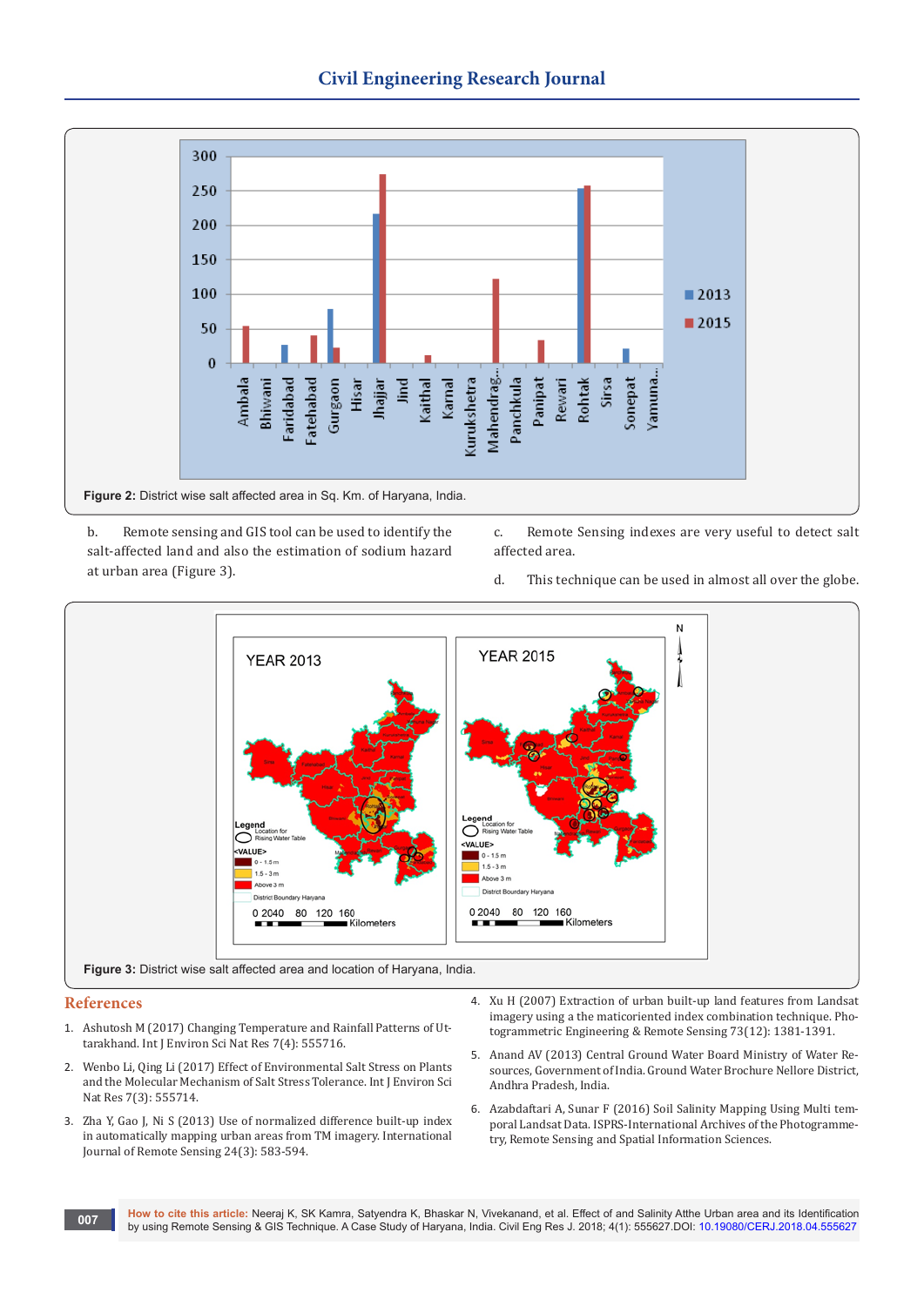Figure 2: District wise salt affected area in Sq. Km. of Haryana, India.

b. Remote sensing and GIS tool can be used to identify the salt-affected land and also the estimation of sodium hazard at urban area (Figure 3).

c. Remote Sensing indexes are very useful to detect salt affected area.

d. This technique can be used in almost all over the globe.

Figure 3: District wise salt affected area and location of Haryana, India.

## References

1. Ashutosh M (2017) Changing Temperature and Rainfall Patterns of Uttarakhand. Int J Environ Sci Nat Res 7(4): 555716.
2. Wenbo Li, Qing Li (2017) Effect of Environmental Salt Stress on Plants and the Molecular Mechanism of Salt Stress Tolerance. Int J Environ Sci Nat Res 7(3): 555714.
3. Zha Y, Gao J, Ni S (2013) Use of normalized difference built-up index in automatically mapping urban areas from TM imagery. International Journal of Remote Sensing 24(3): 583-594.
4. Xu H (2007) Extraction of urban built-up land features from Landsat imagery using a the maticoriented index combination technique. Photogrammetric Engineering & Remote Sensing 73(12): 1381-1391.
5. Anand AV (2013) Central Ground Water Board Ministry of Water Resources, Government of India. Ground Water Brochure Nellore District, Andhra Pradesh, India.
6. Azabdaftari A, Sunar F (2016) Soil Salinity Mapping Using Multi temporal Landsat Data. ISPRS-International Archives of the Photogrammetry, Remote Sensing and Spatial Information Sciences.

**How to cite this article:** Neeraj K, SK Kamra, Satyendra K, Bhaskar N, Vivekanand, et al. Effect of and Salinity Atthe Urban area and its Identification by using Remote Sensing & GIS Technique. A Case Study of Haryana, India. Civil Eng Res J. 2018; 4(1): 555627.DOI: 10.19080/CERJ.2018.04.555627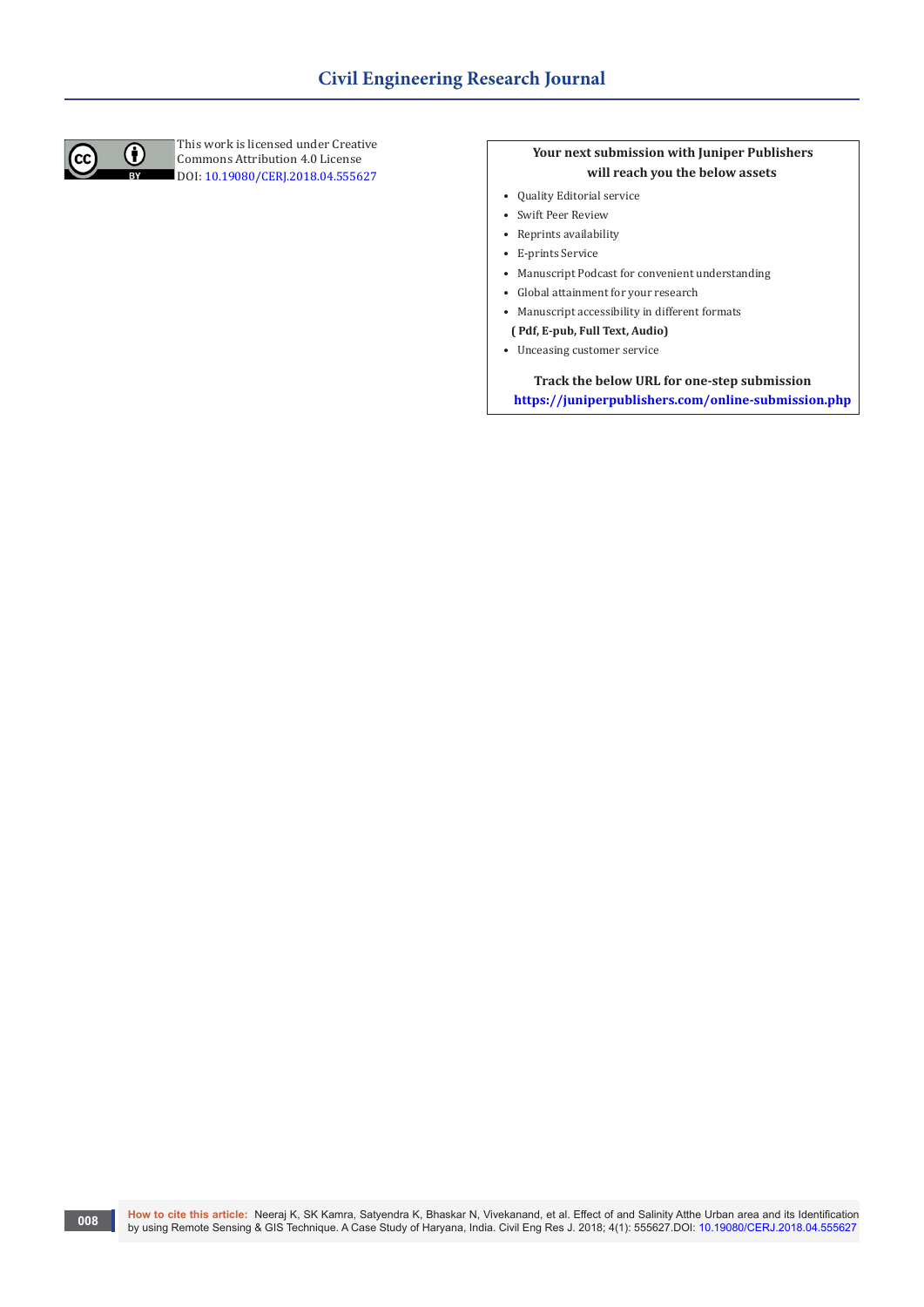This work is licensed under Creative Commons Attribution 4.0 License
DOI: 10.19080/CERJ.2018.04.555627

**Your next submission with Juniper Publishers will reach you the below assets**

- Quality Editorial service
- Swift Peer Review
- Reprints availability
- E-prints Service
- Manuscript Podcast for convenient understanding
- Global attainment for your research
- Manuscript accessibility in different formats

**( Pdf, E-pub, Full Text, Audio)**

- Unceasing customer service

**Track the below URL for one-step submission**
**https://juniperpublishers.com/online-submission.php**

**How to cite this article:** Neeraj K, SK Kamra, Satyendra K, Bhaskar N, Vivekanand, et al. Effect of and Salinity Atthe Urban area and its Identification by using Remote Sensing & GIS Technique. A Case Study of Haryana, India. Civil Eng Res J. 2018; 4(1): 555627.DOI: 10.19080/CERJ.2018.04.555627